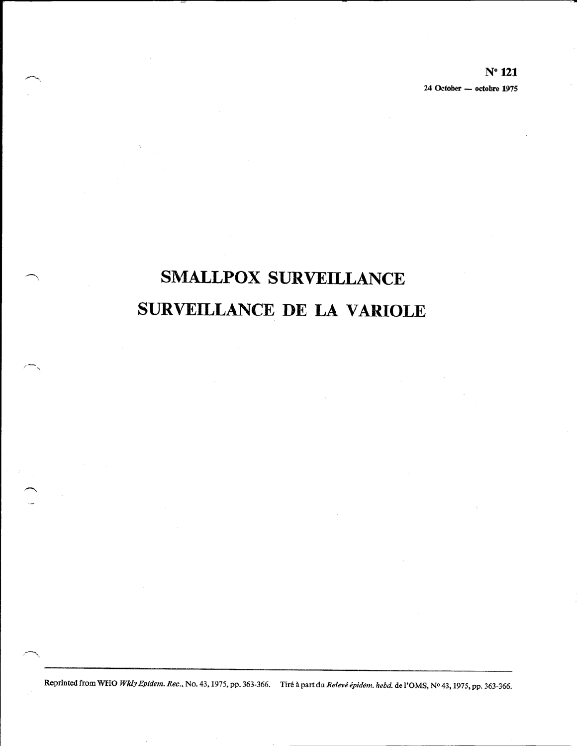**N° 121**

**24 October — octobre 1975**

# SMALLPOX SURVEILLANCE

# SURVEILLANCE DE LA VARIOLE

Reprinted from WHO *Wkly Epidem. Rec.*, No. 43, 1975, pp. 363-366. Tiré à part du *Relevé épidém. hebd.* de l'OMS, N° 43, 1975, pp. 363-366.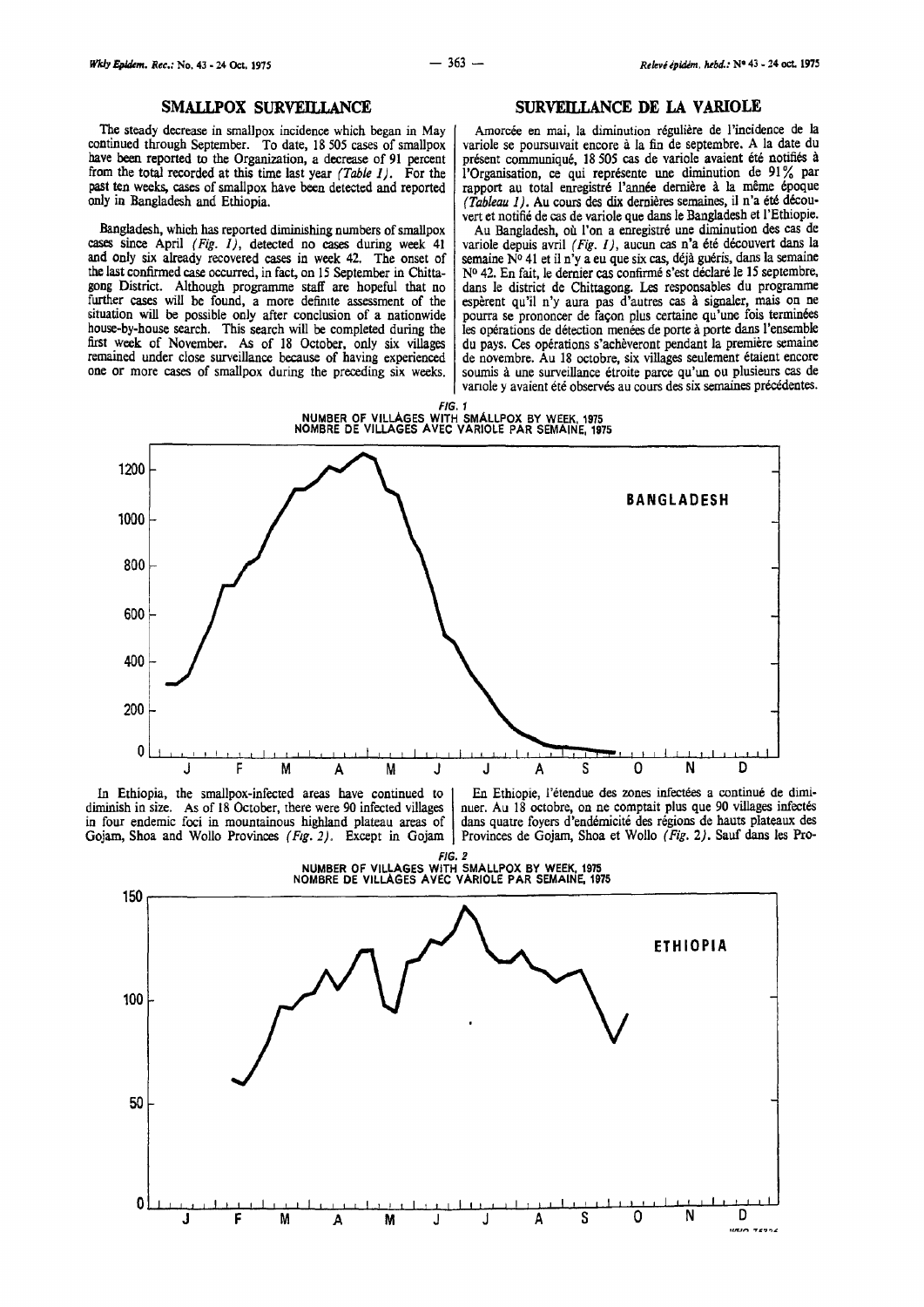## SMALLPOX SURVEILLANCE

The steady decrease in smallpox incidence which began in May continued through September. To date, 18 505 cases of smallpox have been reported to the Organization, a decrease of 91 percent from the total recorded at this time last year *(Table 1)*. For the past ten weeks, cases of smallpox have been detected and reported only in Bangladesh and Ethiopia.

Bangladesh, which has reported diminishing numbers of smallpox cases since April *(Fig. 1)*, detected no cases during week 41 and only six already recovered cases in week 42. The onset of the last confirmed case occurred, in fact, on 15 September in Chittagong District. Although programme staff are hopeful that no further cases will be found, a more definite assessment of the situation will be possible only after conclusion of a nationwide house-by-house search. This search will be completed during the first week of November. As of 18 October, only six villages remained under close surveillance because of having experienced one or more cases of smallpox during the preceding six weeks.

## SURVEILLANCE DE LA VARIOLE

Amorcée en mai, la diminution régulière de l'incidence de la variole se poursuivait encore à la fin de septembre. A la date du présent communiqué, 18 505 cas de variole avaient été notifiés à l'Organisation, ce qui représente une diminution de 91% par rapport au total enregistré l'année dernière à la même époque *(Tableau 1)*. Au cours des dix dernières semaines, il n'a été découvert et notifié de cas de variole que dans le Bangladesh et l'Ethiopie.

Au Bangladesh, où l'on a enregistré une diminution des cas de variole depuis avril *(Fig. 1)*, aucun cas n'a été découvert dans la semaine N° 41 et il n'y a eu que six cas, déjà guéris, dans la semaine N° 42. En fait, le dernier cas confirmé s'est déclaré le 15 septembre, dans le district de Chittagong. Les responsables du programme espèrent qu'il n'y aura pas d'autres cas à signaler, mais on ne pourra se prononcer de façon plus certaine qu'une fois terminées les opérations de détection menées de porte à porte dans l'ensemble du pays. Ces opérations s'achèveront pendant la première semaine de novembre. Au 18 octobre, six villages seulement étaient encore soumis à une surveillance étroite parce qu'un ou plusieurs cas de variole y avaient été observés au cours des six semaines précédentes.

*FIG. 1*
NUMBER OF VILLAGES WITH SMALLPOX BY WEEK, 1975
NOMBRE DE VILLAGES AVEC VARIOLE PAR SEMAINE, 1975

In Ethiopia, the smallpox-infected areas have continued to diminish in size. As of 18 October, there were 90 infected villages in four endemic foci in mountainous highland plateau areas of Gojam, Shoa and Wollo Provinces *(Fig. 2)*. Except in Gojam

En Ethiopie, l'étendue des zones infectées a continué de diminuer. Au 18 octobre, on ne comptait plus que 90 villages infectés dans quatre foyers d'endémicité des régions de hauts plateaux des Provinces de Gojam, Shoa et Wollo *(Fig. 2)*. Sauf dans les Pro-

*FIG. 2*
NUMBER OF VILLAGES WITH SMALLPOX BY WEEK, 1975
NOMBRE DE VILLAGES AVEC VARIOLE PAR SEMAINE, 1975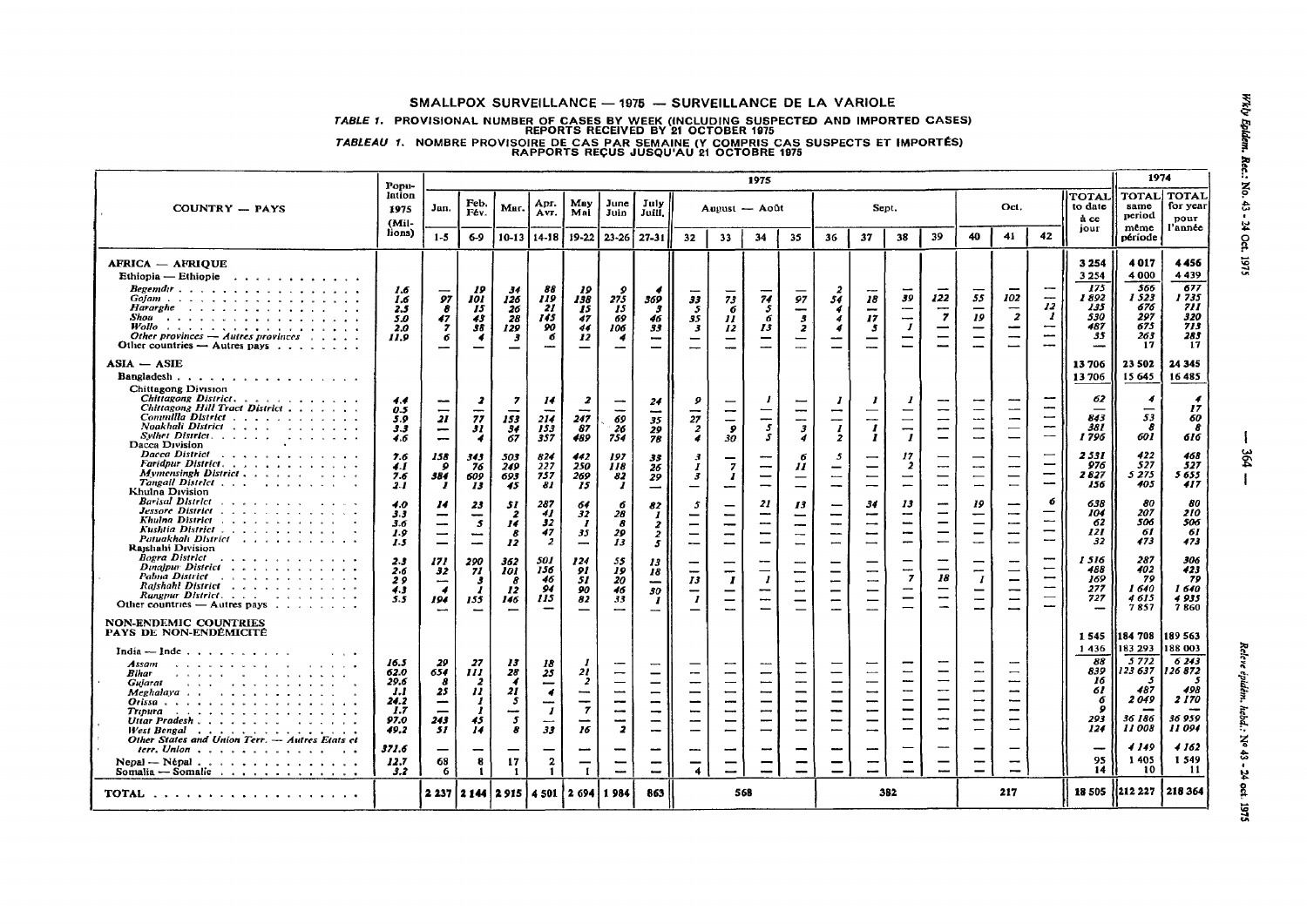# SMALLPOX SURVEILLANCE — 1975 — SURVEILLANCE DE LA VARIOLE

## TABLE 1. PROVISIONAL NUMBER OF CASES BY WEEK (INCLUDING SUSPECTED AND IMPORTED CASES) REPORTS RECEIVED BY 21 OCTOBER 1975

## TABLEAU 1. NOMBRE PROVISOIRE DE CAS PAR SEMAINE (Y COMPRIS CAS SUSPECTS ET IMPORTÉS) RAPPORTS REÇUS JUSQU'AU 21 OCTOBRE 1975

| COUNTRY — PAYS | Population 1975 (Millions) | 1975 | | | | | | | | | | | | | | | | | | | TOTAL to date à ce jour | 1974 | |
|---|---|---|---|---|---|---|---|---|---|---|---|---|---|---|---|---|---|---|---|---|---|---|---|
| | | Jan. | Feb. Fév. | Mar. | Apr. Avr. | May Mai | June Juin | July Juil. | August — Août | | | | Sept. | | | | Oct. | | | | TOTAL same period même période | TOTAL for year pour l'année |
| | | 1-5 | 6-9 | 10-13 | 14-18 | 19-22 | 23-26 | 27-31 | 32 | 33 | 34 | 35 | 36 | 37 | 38 | 39 | 40 | 41 | 42 | | | |
| **AFRICA — AFRIQUE** | | | | | | | | | | | | | | | | | | | | 3 254 | 4 017 | 4 456 |
| Ethiopia — Ethiopie | | | | | | | | | | | | | | | | | | | | 3 254 | 4 000 | 4 439 |
| *Begemdir* | 1.6 | — | 19 | 34 | 88 | 19 | 9 | 4 | — | — | — | — | 2 | — | — | — | — | — | — | 175 | 566 | 677 |
| *Gojam* | 1.6 | 97 | 101 | 126 | 119 | 138 | 275 | 369 | 33 | 73 | 74 | 97 | 54 | 18 | 39 | 122 | 55 | 102 | — | 1 892 | 1 523 | 1 735 |
| *Hararghe* | 2.5 | 8 | 15 | 26 | 21 | 15 | 15 | 3 | 5 | 6 | 5 | — | 4 | — | — | — | — | — | 12 | 135 | 676 | 711 |
| *Shoa* | 5.0 | 47 | 43 | 28 | 145 | 47 | 69 | 46 | 55 | 11 | 6 | 5 | 4 | 17 | — | 7 | 19 | 2 | 1 | 530 | 297 | 320 |
| *Wollo* | 2.0 | 7 | 58 | 129 | 90 | 44 | 106 | 33 | 3 | 12 | 13 | 2 | 4 | 5 | 1 | — | — | — | — | 487 | 675 | 713 |
| *Other provinces — Autres provinces* | 11.9 | 6 | 4 | 3 | 6 | 12 | 4 | — | — | — | — | — | — | — | — | — | — | — | — | 35 | 263 | 283 |
| Other countries — Autres pays | | — | — | — | — | — | — | — | — | — | — | — | — | — | — | — | — | — | — | — | 17 | 17 |
| **ASIA — ASIE** | | | | | | | | | | | | | | | | | | | | 13 706 | 23 502 | 24 345 |
| Bangladesh | | | | | | | | | | | | | | | | | | | | 13 706 | 15 645 | 16 485 |
| Chittagong Division | | | | | | | | | | | | | | | | | | | | | | |
| *Chittagong District* | 4.4 | — | 2 | 7 | 14 | 2 | — | 24 | 9 | — | 1 | — | 1 | 1 | 1 | — | — | — | — | 62 | 4 | 4 |
| *Chittagong Hill Tract District* | 0.5 | — | — | — | — | — | — | — | — | — | — | — | — | — | — | — | — | — | — | — | — | 17 |
| *Comilla District* | 5.9 | 21 | 77 | 153 | 214 | 247 | 69 | 35 | 27 | — | — | — | — | — | — | — | — | — | — | 843 | 53 | 60 |
| *Noakhali District* | 3.3 | — | 31 | 34 | 153 | 87 | 26 | 29 | 2 | 9 | 5 | 3 | 1 | 1 | — | — | — | — | — | 381 | 8 | 8 |
| *Sylhet District* | 4.6 | — | 4 | 67 | 357 | 489 | 754 | 78 | 4 | 30 | 5 | 4 | 2 | 1 | 1 | — | — | — | — | 1 796 | 601 | 616 |
| Dacca Division | | | | | | | | | | | | | | | | | | | | | | |
| *Dacca District* | 7.6 | 158 | 343 | 503 | 824 | 442 | 197 | 38 | 3 | — | — | 6 | 5 | — | 17 | — | — | — | — | 2 531 | 422 | 468 |
| *Faridpur District* | 4.1 | 9 | 76 | 249 | 227 | 250 | 118 | 26 | 1 | 7 | — | 11 | — | — | 2 | — | — | — | — | 976 | 527 | 527 |
| *Mymensingh District* | 7.6 | 384 | 609 | 693 | 757 | 269 | 82 | 29 | 3 | 1 | — | — | — | — | — | — | — | — | — | 2 827 | 5 275 | 5 655 |
| *Tangail District* | 2.1 | 1 | 13 | 45 | 81 | 15 | 1 | — | — | — | — | — | — | — | — | — | — | — | — | 156 | 405 | 417 |
| Khulna Division | | | | | | | | | | | | | | | | | | | | | | |
| *Barisal District* | 4.0 | 14 | 23 | 51 | 287 | 64 | 6 | 82 | 5 | — | 21 | 13 | — | 34 | 13 | — | 19 | — | 6 | 638 | 80 | 80 |
| *Jessore District* | 3.3 | — | — | 2 | 41 | 32 | 28 | 1 | — | — | — | — | — | — | — | — | — | — | — | 104 | 207 | 210 |
| *Khulna District* | 3.6 | — | 5 | 14 | 32 | 1 | 8 | 2 | — | — | — | — | — | — | — | — | — | — | — | 62 | 506 | 506 |
| *Kushtia District* | 1.9 | — | — | 8 | 47 | 35 | 29 | 2 | — | — | — | — | — | — | — | — | — | — | — | 121 | 61 | 61 |
| *Patuakhali District* | 1.5 | — | — | 12 | 2 | — | 13 | 5 | — | — | — | — | — | — | — | — | — | — | — | 32 | 473 | 473 |
| Rajshahi Division | | | | | | | | | | | | | | | | | | | | | | |
| *Bogra District* | 2.3 | 171 | 290 | 362 | 501 | 124 | 55 | 13 | — | — | — | — | — | — | — | — | — | — | — | 1 516 | 287 | 306 |
| *Dinajpur District* | 2.6 | 32 | 71 | 101 | 156 | 91 | 19 | 18 | — | — | — | — | — | — | — | — | — | — | — | 488 | 402 | 423 |
| *Pabna District* | 2.9 | — | 3 | 8 | 46 | 51 | 20 | — | 13 | 1 | 1 | — | — | — | 7 | 18 | 1 | — | — | 169 | 79 | 79 |
| *Rajshahi District* | 4.3 | 4 | 1 | 12 | 94 | 90 | 46 | 30 | — | — | — | — | — | — | — | — | — | — | — | 277 | 1 640 | 1 640 |
| *Rangpur District* | 5.5 | 194 | 155 | 146 | 115 | 82 | 33 | 1 | 1 | — | — | — | — | — | — | — | — | — | — | 727 | 4 615 | 4 935 |
| Other countries — Autres pays | | — | — | — | — | — | — | — | — | — | — | — | — | — | — | — | — | — | — | — | 7 857 | 7 860 |
| **NON-ENDEMIC COUNTRIES PAYS DE NON-ENDÉMICITÉ** | | | | | | | | | | | | | | | | | | | | 1 545 | 184 708 | 189 563 |
| India — Inde | | | | | | | | | | | | | | | | | | | | 1 436 | 183 293 | 188 003 |
| *Assam* | 16.5 | 29 | 27 | 13 | 18 | 1 | — | — | — | — | — | — | — | — | — | — | — | — | | 88 | 5 772 | 6 243 |
| *Bihar* | 62.0 | 654 | 111 | 28 | 25 | 21 | — | — | — | — | — | — | — | — | — | — | — | — | | 839 | 123 637 | 126 872 |
| *Gujarat* | 29.6 | 8 | 2 | 4 | — | 2 | — | — | — | — | — | — | — | — | — | — | — | — | | 16 | 5 | 5 |
| *Meghalaya* | 1.1 | 25 | 11 | 21 | 4 | — | — | — | — | — | — | — | — | — | — | — | — | — | | 61 | 487 | 498 |
| *Orissa* | 24.2 | — | 1 | 5 | — | — | — | — | — | — | — | — | — | — | — | — | — | — | | 6 | 2 049 | 2 170 |
| *Tripura* | 1.7 | — | 1 | — | 1 | 7 | — | — | — | — | — | — | — | — | — | — | — | — | | 9 | — | — |
| *Uttar Pradesh* | 97.0 | 243 | 45 | 5 | — | — | — | — | — | — | — | — | — | — | — | — | — | — | | 293 | 36 186 | 36 959 |
| *West Bengal* | 49.2 | 51 | 14 | 8 | 33 | 16 | 2 | — | — | — | — | — | — | — | — | — | — | — | | 124 | 11 008 | 11 094 |
| *Other States and Union Terr. — Autres Etats et terr. Union* | 371.6 | — | — | — | — | — | — | — | — | — | — | — | — | — | — | — | — | — | | — | 4 149 | 4 162 |
| Nepal — Népal | 12.7 | 68 | 8 | 17 | 2 | — | — | — | — | — | — | — | — | — | — | — | — | — | | 95 | 1 405 | 1 549 |
| Somalia — Somalie | 3.2 | 6 | 1 | 1 | 1 | 1 | — | — | 4 | — | — | — | — | — | — | — | — | — | | 14 | 10 | 11 |
| **TOTAL** | | 2 237 | 2 144 | 2 915 | 4 501 | 2 694 | 1 984 | 863 | 568 | | | | 382 | | | | 217 | | | 18 505 | 212 227 | 218 364 |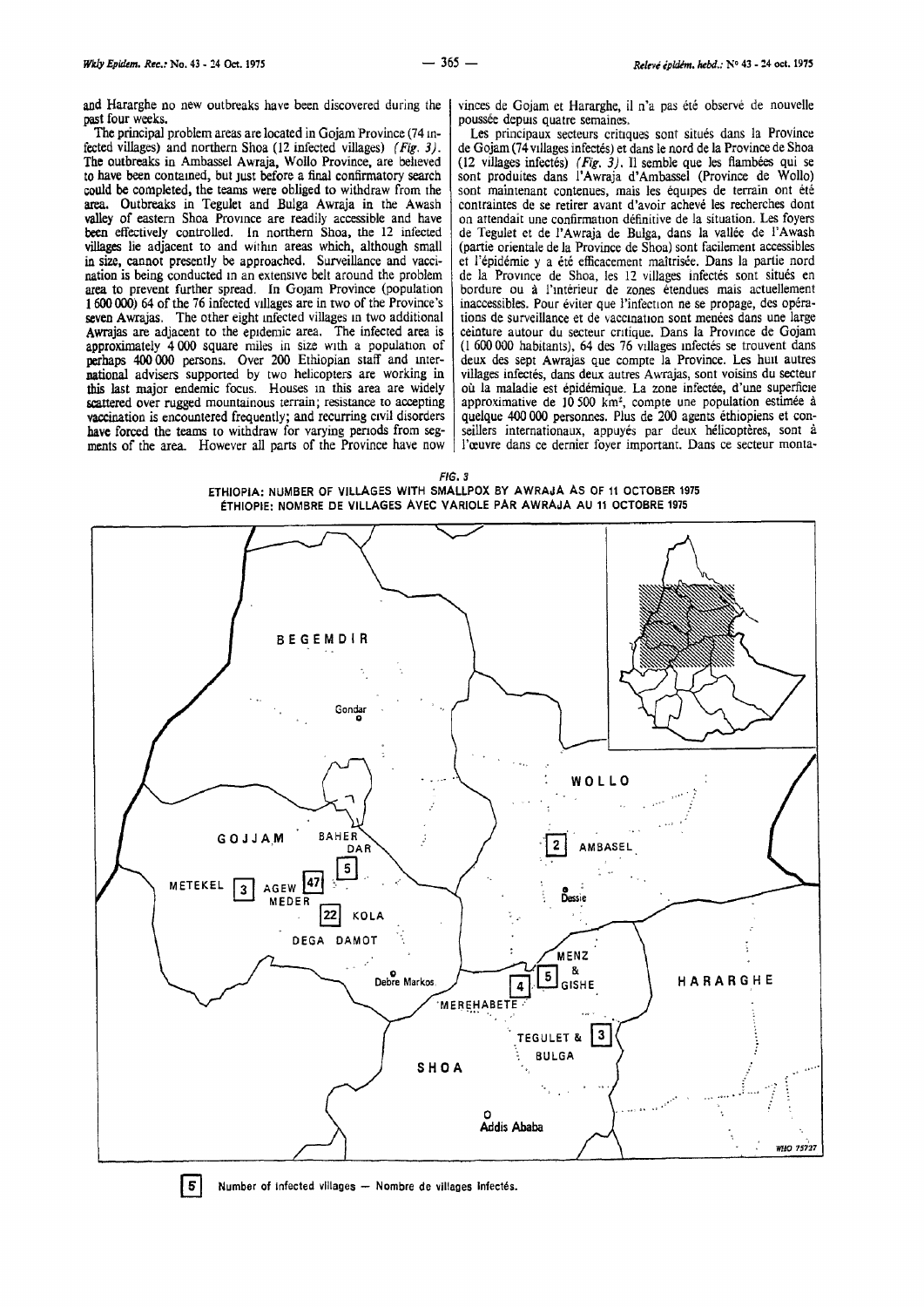and Hararghe no new outbreaks have been discovered during the past four weeks.

The principal problem areas are located in Gojam Province (74 infected villages) and northern Shoa (12 infected villages) *(Fig. 3)*. The outbreaks in Ambassel Awraja, Wollo Province, are believed to have been contained, but just before a final confirmatory search could be completed, the teams were obliged to withdraw from the area. Outbreaks in Tegulet and Bulga Awraja in the Awash valley of eastern Shoa Province are readily accessible and have been effectively controlled. In northern Shoa, the 12 infected villages lie adjacent to and within areas which, although small in size, cannot presently be approached. Surveillance and vaccination is being conducted in an extensive belt around the problem area to prevent further spread. In Gojam Province (population 1 600 000) 64 of the 76 infected villages are in two of the Province's seven Awrajas. The other eight infected villages in two additional Awrajas are adjacent to the epidemic area. The infected area is approximately 4 000 square miles in size with a population of perhaps 400 000 persons. Over 200 Ethiopian staff and international advisers supported by two helicopters are working in this last major endemic focus. Houses in this area are widely scattered over rugged mountainous terrain; resistance to accepting vaccination is encountered frequently; and recurring civil disorders have forced the teams to withdraw for varying periods from segments of the area. However all parts of the Province have now

vinces de Gojam et Hararghe, il n'a pas été observé de nouvelle poussée depuis quatre semaines.

Les principaux secteurs critiques sont situés dans la Province de Gojam (74 villages infectés) et dans le nord de la Province de Shoa (12 villages infectés) *(Fig. 3)*. Il semble que les flambées qui se sont produites dans l'Awraja d'Ambassel (Province de Wollo) sont maintenant contenues, mais les équipes de terrain ont été contraintes de se retirer avant d'avoir achevé les recherches dont on attendait une confirmation définitive de la situation. Les foyers de Tegulet et de l'Awraja de Bulga, dans la vallée de l'Awash (partie orientale de la Province de Shoa) sont facilement accessibles et l'épidémie y a été efficacement maîtrisée. Dans la partie nord de la Province de Shoa, les 12 villages infectés sont situés en bordure ou à l'intérieur de zones étendues mais actuellement inaccessibles. Pour éviter que l'infection ne se propage, des opérations de surveillance et de vaccination sont menées dans une large ceinture autour du secteur critique. Dans la Province de Gojam (1 600 000 habitants), 64 des 76 villages infectés se trouvent dans deux des sept Awrajas que compte la Province. Les huit autres villages infectés, dans deux autres Awrajas, sont voisins du secteur où la maladie est épidémique. La zone infectée, d'une superficie approximative de 10 500 km², compte une population estimée à quelque 400 000 personnes. Plus de 200 agents éthiopiens et conseillers internationaux, appuyés par deux hélicoptères, sont à l'œuvre dans ce dernier foyer important. Dans ce secteur monta-

FIG. 3
ETHIOPIA: NUMBER OF VILLAGES WITH SMALLPOX BY AWRAJA AS OF 11 OCTOBER 1975
ÉTHIOPIE: NOMBRE DE VILLAGES AVEC VARIOLE PAR AWRAJA AU 11 OCTOBRE 1975

| Province | Awraja | Number of infected villages |
|---|---|---|
| Gojjam | Metekel | 3 |
| Gojjam | Agew Meder | 47 |
| Gojjam | Baher Dar | 5 |
| Gojjam | Kola Dega Damot | 22 |
| Wollo | Ambasel | 2 |
| Shoa | Merehabete | 4 |
| Shoa | Menz & Gishe | 5 |
| Shoa | Tegulet & Bulga | 3 |

[5] Number of infected villages — Nombre de villages infectés.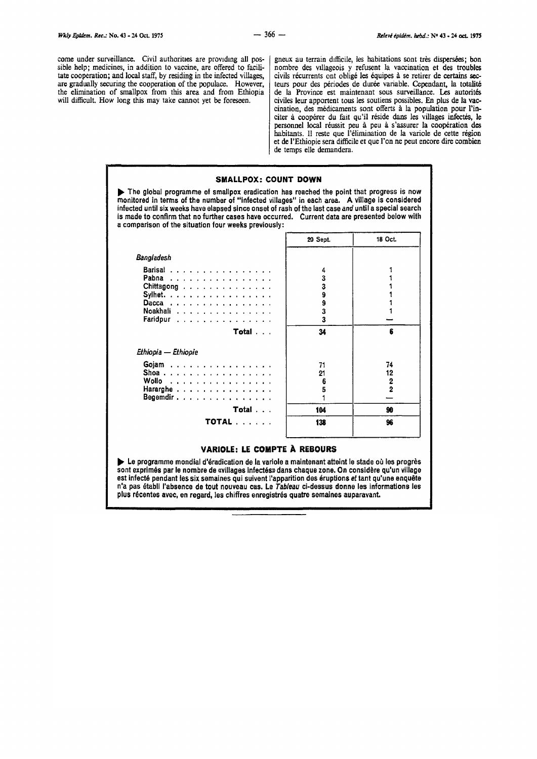come under surveillance. Civil authorities are providing all possible help; medicines, in addition to vaccine, are offered to facilitate cooperation; and local staff, by residing in the infected villages, are gradually securing the cooperation of the populace. However, the elimination of smallpox from this area and from Ethiopia will difficult. How long this may take cannot yet be foreseen.

gneux au terrain difficile, les habitations sont très dispersées; bon nombre des villageois y refusent la vaccination et des troubles civils récurrents ont obligé les équipes à se retirer de certains secteurs pour des périodes de durée variable. Cependant, la totalité de la Province est maintenant sous surveillance. Les autorités civiles leur apportent tous les soutiens possibles. En plus de la vaccination, des médicaments sont offerts à la population pour l'inciter à coopérer du fait qu'il réside dans les villages infectés, le personnel local réussit peu à peu à s'assurer la coopération des habitants. Il reste que l'élimination de la variole de cette région et de l'Ethiopie sera difficile et que l'on ne peut encore dire combien de temps elle demandera.

## SMALLPOX: COUNT DOWN

▶ **The global programme of smallpox eradication has reached the point that progress is now monitored in terms of the number of "infected villages" in each area. A village is considered infected until six weeks have elapsed since onset of rash of the last case *and* until a special search is made to confirm that no further cases have occurred. Current data are presented below with a comparison of the situation four weeks previously:**

| | 20 Sept. | 18 Oct. |
|---|---|---|
| *Bangladesh* | | |
| Barisal | 4 | 1 |
| Pabna | 3 | 1 |
| Chittagong | 3 | 1 |
| Sylhet | 9 | 1 |
| Dacca | 9 | 1 |
| Noakhali | 3 | 1 |
| Faridpur | 3 | — |
| **Total** | **34** | **6** |
| *Ethiopia — Ethiopie* | | |
| Gojam | 71 | 74 |
| Shoa | 21 | 12 |
| Wollo | 6 | 2 |
| Hararghe | 5 | 2 |
| Begemdir | 1 | — |
| **Total** | **104** | **90** |
| **TOTAL** | **138** | **96** |

## VARIOLE: LE COMPTE À REBOURS

▶ **Le programme mondial d'éradication de la variole a maintenant atteint le stade où les progrès sont exprimés par le nombre de «villages infectés» dans chaque zone. On considère qu'un village est infecté pendant les six semaines qui suivent l'apparition des éruptions *et* tant qu'une enquête n'a pas établi l'absence de tout nouveau cas. Le *Tableau* ci-dessus donne les informations les plus récentes avec, en regard, les chiffres enregistrés quatre semaines auparavant.**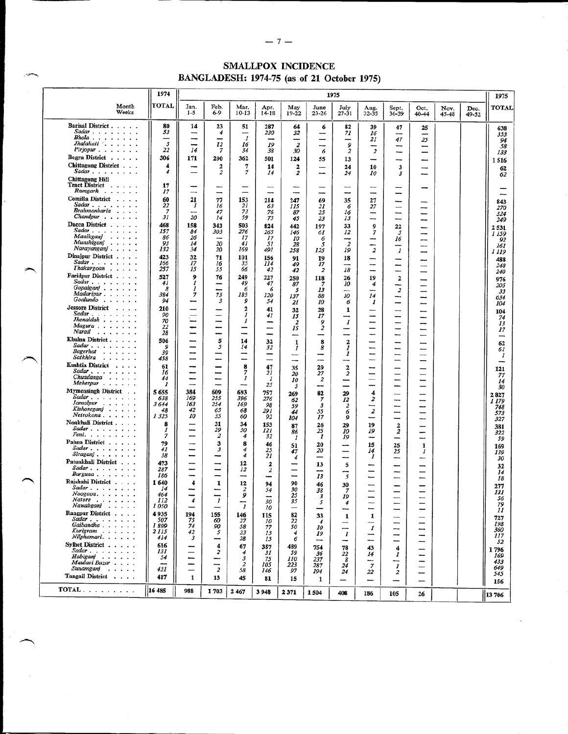# SMALLPOX INCIDENCE

## BANGLADESH: 1974-75 (as of 21 October 1975)

| Month / Weeks | 1974 TOTAL | 1975 Jan. 1-5 | Feb. 6-9 | Mar. 10-13 | Apr. 14-18 | May 19-22 | June 23-26 | July 27-31 | Aug. 32-35 | Sept. 36-39 | Oct. 40-44 | Nov. 45-48 | Dec. 49-52 | 1975 TOTAL |
|---|---|---|---|---|---|---|---|---|---|---|---|---|---|---|
| **Barisal District** | **80** | **14** | **23** | **51** | **287** | **64** | **6** | **82** | **39** | **47** | **25** | | | **638** |
| *Sadar* | *53* | — | *4* | — | *230* | *32* | — | *71* | *16* | — | — | | | *353* |
| *Bhola* | — | — | — | *1* | — | — | — | — | *21* | *47* | *25* | | | *94* |
| *Jhalakati* | *5* | — | *12* | *16* | *19* | *2* | — | *9* | — | — | — | | | *58* |
| *Pirjopur* | *22* | *14* | *7* | *34* | *38* | *30* | *6* | *2* | *2* | — | — | | | *133* |
| **Bogra District** | **306** | **171** | **290** | **362** | **501** | **124** | **55** | **13** | — | — | — | | | **1 516** |
| **Chittagong District** | **4** | — | **2** | **7** | **14** | **2** | — | **24** | **10** | **3** | — | | | **62** |
| *Sadar* | *4* | — | *2* | *7* | *14* | *2* | — | *24* | *10* | *3* | — | | | *62* |
| **Chittagong Hill Tract District** | **17** | — | — | — | — | — | — | — | — | — | — | | | — |
| *Ramgarh* | *17* | — | — | — | — | — | — | — | — | — | — | | | — |
| **Comilla District** | **60** | **21** | **77** | **153** | **214** | **247** | **69** | **35** | **27** | — | — | | | **843** |
| *Sadar* | *22* | *1* | *16* | *21* | *63* | *115* | *21* | *6* | *27* | — | — | | | *270* |
| *Brahmanbaria* | *7* | — | *47* | *73* | *76* | *87* | *25* | *16* | — | — | — | | | *324* |
| *Chandpur* | *31* | *20* | *14* | *59* | *75* | *45* | *23* | *13* | — | — | — | | | *249* |
| **Dacca District** | **468** | **158** | **343** | **503** | **824** | **442** | **197** | **33** | **9** | **22** | — | | | **2 531** |
| *Sadar* | *157* | *84* | *303* | *276* | *265* | *146* | *61* | *12* | *7* | *5* | — | | | *1 159* |
| *Manikganj* | *86* | *26* | — | *17* | *17* | *10* | *6* | — | — | *16* | — | | | *92* |
| *Munshiganj* | *93* | *14* | *20* | *41* | *51* | *28* | *5* | *2* | — | — | — | | | *161* |
| *Narayanganj* | *132* | *34* | *20* | *169* | *491* | *258* | *125* | *19* | *2* | *1* | — | | | *1 119* |
| **Dinajpur District** | **423** | **32** | **71** | **101** | **156** | **91** | **19** | **18** | — | — | — | | | **488** |
| *Sadar* | *166* | *17* | *16* | *35* | *114* | *49* | *17* | — | — | — | — | | | *248* |
| *Thakurgoan* | *257* | *15* | *55* | *66* | *42* | *42* | *2* | *18* | — | — | — | | | *240* |
| **Faridpur District** | **527** | **9** | **76** | **249** | **227** | **250** | **118** | **26** | **19** | **2** | — | | | **976** |
| *Sadar* | *41* | *1* | — | *49* | *47* | *87* | *7* | *10* | *4* | — | — | | | *205* |
| *Gopalganj* | *8* | *1* | — | *6* | *6* | *5* | *13* | — | — | *2* | — | | | *33* |
| *Madaripur* | *384* | *7* | *73* | *185* | *120* | *137* | *88* | *10* | *14* | — | — | | | *634* |
| *Goalundo* | *94* | — | *3* | *9* | *54* | *21* | *10* | *6* | *1* | — | — | | | *104* |
| **Jessore District** | **210** | — | — | **2** | **41** | **32** | **28** | **1** | — | — | — | | | **104** |
| *Sadar* | *90* | — | — | *1* | *41* | *15* | *17* | — | — | — | — | | | *74* |
| *Jhenaidah* | *70* | — | — | *1* | — | *2* | *9* | *1* | — | — | — | | | *13* |
| *Magura* | *22* | — | — | — | — | *15* | *2* | — | — | — | — | | | *17* |
| *Narail* | *28* | — | — | — | — | — | — | — | — | — | — | | | — |
| **Khulna District** | **506** | — | **5** | **14** | **32** | **1** | **8** | **2** | — | — | — | | | **62** |
| *Sadar* | *9* | — | *5* | *14* | *32* | *1* | *8* | *1* | — | — | — | | | *61* |
| *Bagerhat* | *39* | — | — | — | — | — | — | *1* | — | — | — | | | *1* |
| *Satkhira* | *458* | — | — | — | — | — | — | — | — | — | — | | | — |
| **Kushtia District** | **61** | — | — | **8** | **47** | **35** | **29** | **2** | — | — | — | | | **121** |
| *Sadar* | *16* | — | — | *7* | *21* | *20* | *27* | *2* | — | — | — | | | *77* |
| *Chuadanga* | *44* | — | — | *1* | *1* | *10* | *2* | — | — | — | — | | | *14* |
| *Meherpur* | *1* | — | — | — | *25* | *5* | — | — | — | — | — | | | *30* |
| **Mymensingh District** | **5 655** | **384** | **609** | **693** | **757** | **269** | **82** | **29** | **4** | — | — | | | **2 827** |
| *Sadar* | *638* | *169* | *255* | *396* | *276* | *62* | *7* | *12* | *2* | — | — | | | *1 179* |
| *Jamalpur* | *3 644* | *163* | *254* | *169* | *98* | *59* | *3* | *2* | — | — | — | | | *748* |
| *Kishoreganj* | *48* | *42* | *65* | *68* | *291* | *44* | *55* | *6* | *2* | — | — | | | *573* |
| *Netrokona* | *1 325* | *10* | *35* | *60* | *92* | *104* | *17* | *9* | — | — | — | | | *327* |
| **Noakhali District** | **8** | — | **31** | **34** | **153** | **87** | **26** | **29** | **19** | **2** | — | | | **381** |
| *Sadar* | *1* | — | *29* | *30* | *121* | *86* | *25* | *10* | *19* | *2* | — | | | *322* |
| *Feni* | *7* | — | *2* | *4* | *32* | *1* | *1* | *19* | — | — | — | | | *59* |
| **Pabna District** | **79** | — | **3** | **8** | **46** | **51** | **20** | — | **15** | **25** | **1** | | | **169** |
| *Sadar* | *41* | — | *3* | *4* | *25* | *47* | *20* | — | *14* | *25* | *1* | | | *139* |
| *Sirajganj* | *38* | — | — | *4* | *21* | *4* | — | — | *1* | — | — | | | *30* |
| **Patuakhali District** | **473** | — | — | **12** | **2** | — | **13** | **5** | — | — | — | | | **32** |
| *Sadar* | *287* | — | — | *12* | *2* | — | — | — | — | — | — | | | *14* |
| *Barguna* | *186* | — | — | — | — | — | *13* | *5* | — | — | — | | | *18* |
| **Rajshahi District** | **1 640** | **4** | **1** | **12** | **94** | **90** | **46** | **30** | — | — | — | | | **277** |
| *Sadar* | *14* | — | — | *2* | *54* | *30* | *38* | *7* | — | — | — | | | *131* |
| *Naogaon* | *464* | — | — | *9* | — | *25* | *3* | *19* | — | — | — | | | *56* |
| *Natore* | *112* | *4* | *1* | — | *30* | *35* | *5* | *4* | — | — | — | | | *79* |
| *Nawabganj* | *1 050* | — | — | *1* | *10* | — | — | — | — | — | — | | | *11* |
| **Rangpur District** | **4 935** | **194** | **155** | **146** | **115** | **82** | **33** | **1** | **1** | — | — | | | **727** |
| *Sadar* | *507* | *75* | *60* | *27* | *10* | *22* | *4* | — | — | — | — | | | *198* |
| *Gaibandha* | *1 899* | *74* | *90* | *58* | *77* | *50* | *10* | — | *1* | — | — | | | *360* |
| *Kurigram* | *2 115* | *42* | *5* | *33* | *13* | *4* | *19* | *1* | — | — | — | | | *117* |
| *Nilphamari* | *414* | *3* | — | *28* | *15* | *6* | — | — | — | — | — | | | *52* |
| **Sylhet District** | **616** | — | **4** | **67** | **357** | **489** | **754** | **78** | **43** | **4** | — | | | **1 796** |
| *Sadar* | *131* | — | *2* | *4* | *31* | *59* | *36* | *22* | *14* | *1* | — | | | *169* |
| *Habiganj* | *54* | — | — | *3* | *75* | *110* | *237* | *8* | — | — | — | | | *433* |
| *Maulavi Bazar* | — | — | — | *2* | *105* | *223* | *287* | *24* | *7* | *1* | — | | | *649* |
| *Sunamganj* | *431* | — | *2* | *58* | *146* | *97* | *194* | *24* | *22* | *2* | — | | | *545* |
| **Tangail District** | **417** | **1** | **13** | **45** | **81** | **15** | **1** | — | — | — | — | | | **156** |
| **TOTAL** | **16 485** | **988** | **1 703** | **2 467** | **3 948** | **2 371** | **1 504** | **408** | **186** | **105** | **26** | | | **13 706** |